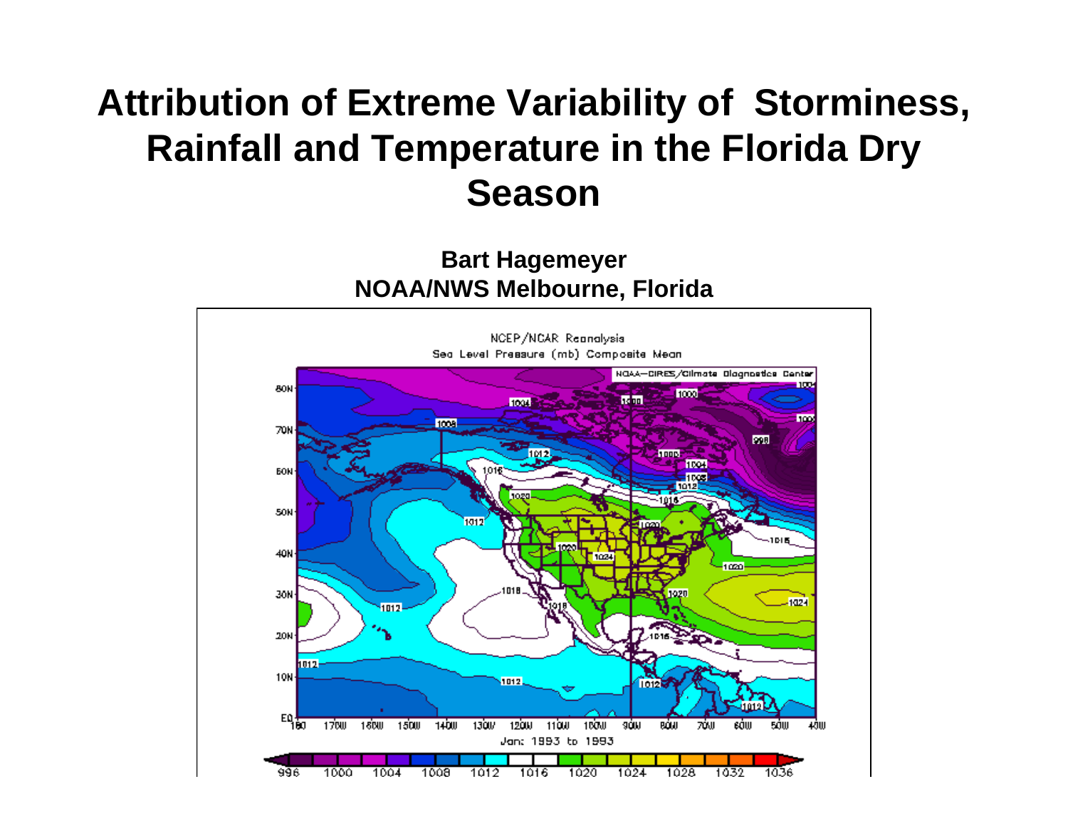# Attribution of Extreme Variability of Storminess, Rainfall and Temperature in the Florida Dry Season

**Bart Hagemeyer**
**NOAA/NWS Melbourne, Florida**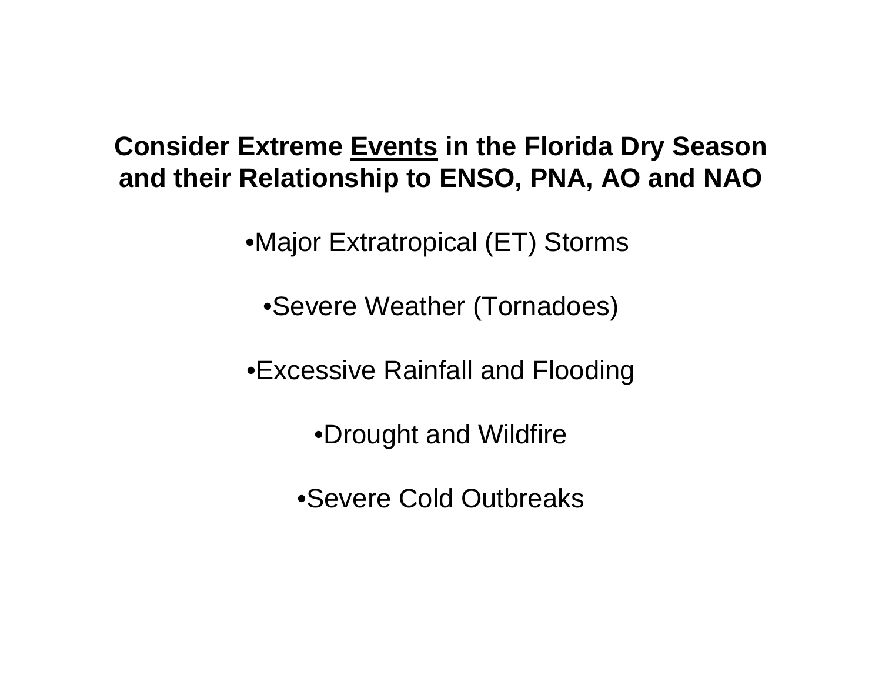## Consider Extreme <u>Events</u> in the Florida Dry Season and their Relationship to ENSO, PNA, AO and NAO

- Major Extratropical (ET) Storms
- Severe Weather (Tornadoes)
- Excessive Rainfall and Flooding
- Drought and Wildfire
- Severe Cold Outbreaks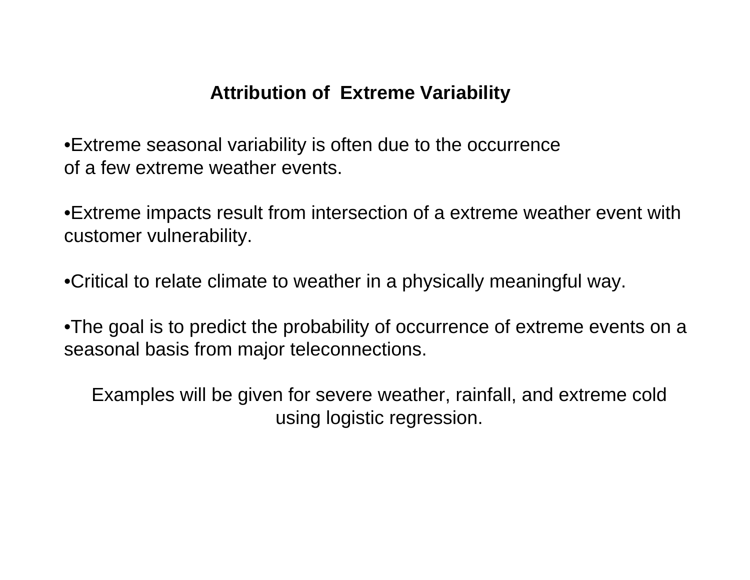## Attribution of Extreme Variability

- Extreme seasonal variability is often due to the occurrence of a few extreme weather events.

- Extreme impacts result from intersection of a extreme weather event with customer vulnerability.

- Critical to relate climate to weather in a physically meaningful way.

- The goal is to predict the probability of occurrence of extreme events on a seasonal basis from major teleconnections.

Examples will be given for severe weather, rainfall, and extreme cold using logistic regression.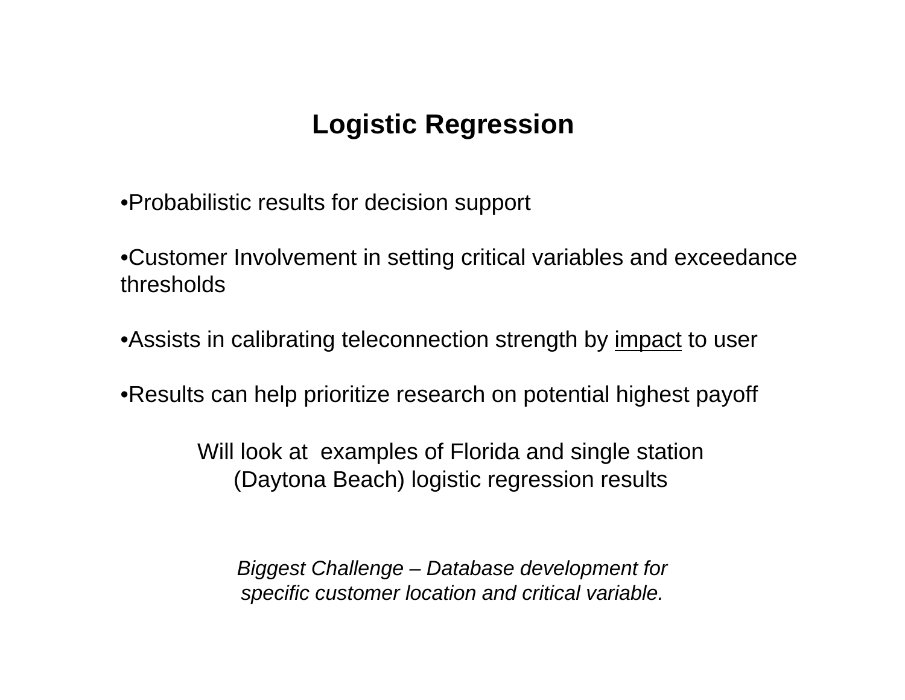# Logistic Regression

- Probabilistic results for decision support
- Customer Involvement in setting critical variables and exceedance thresholds
- Assists in calibrating teleconnection strength by <u>impact</u> to user
- Results can help prioritize research on potential highest payoff

Will look at examples of Florida and single station (Daytona Beach) logistic regression results

*Biggest Challenge – Database development for specific customer location and critical variable.*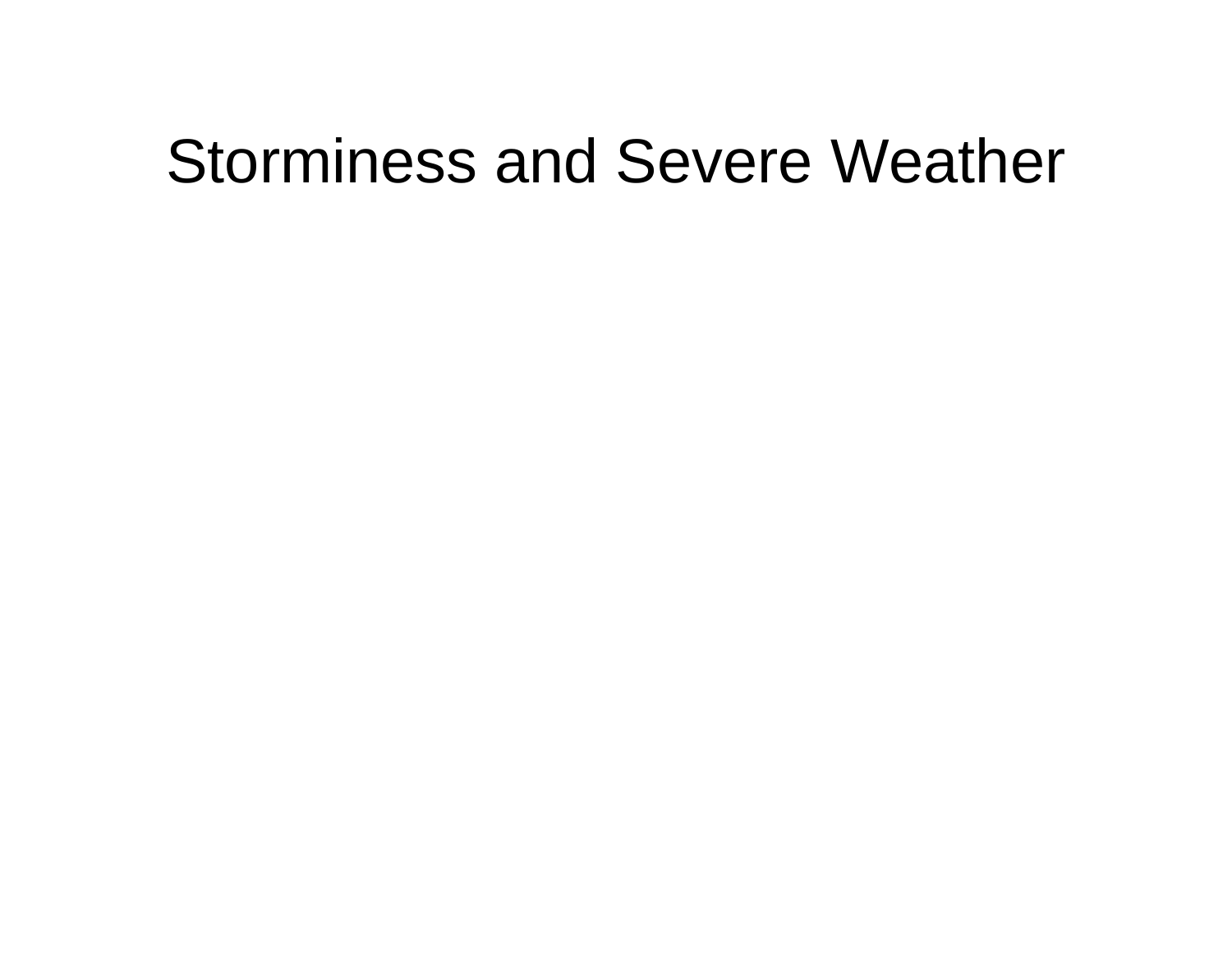# Storminess and Severe Weather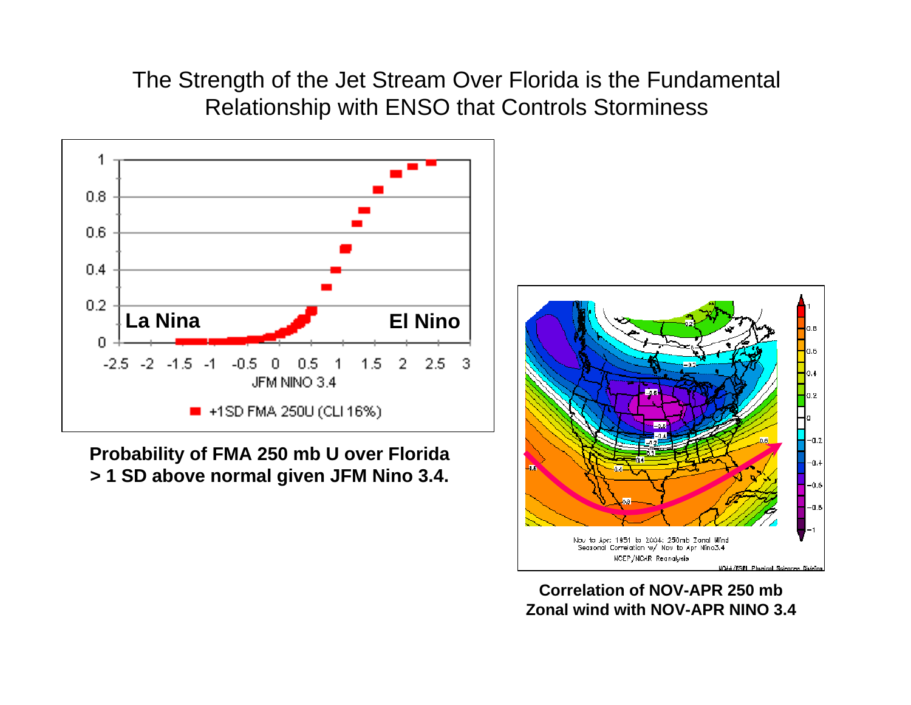# The Strength of the Jet Stream Over Florida is the Fundamental Relationship with ENSO that Controls Storminess

**Probability of FMA 250 mb U over Florida > 1 SD above normal given JFM Nino 3.4.**

**Correlation of NOV-APR 250 mb Zonal wind with NOV-APR NINO 3.4**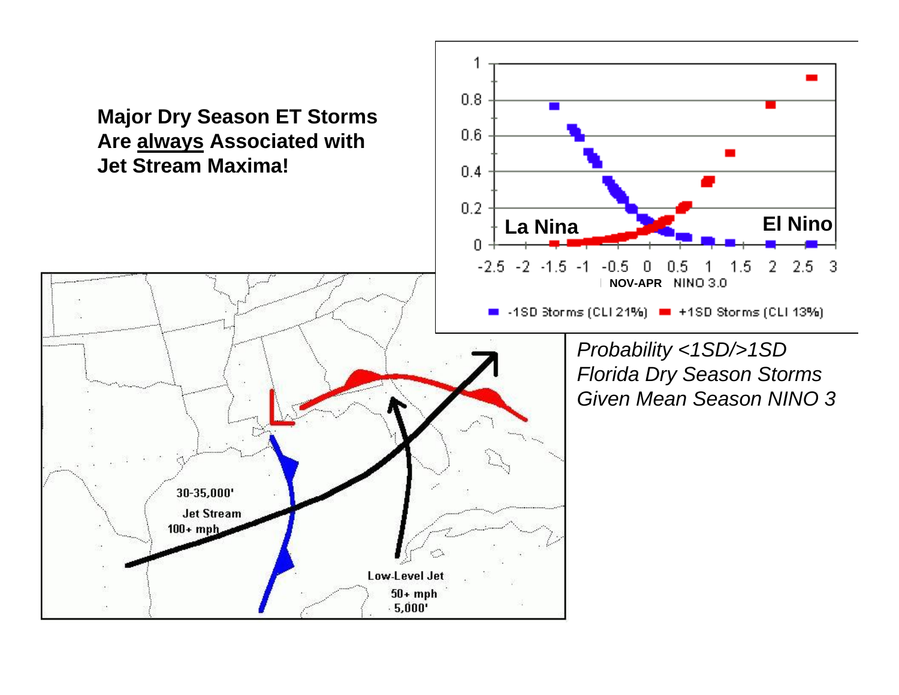**Major Dry Season ET Storms Are always Associated with Jet Stream Maxima!**

30-35,000'

Jet Stream

100+ mph

Low-Level Jet

50+ mph

5,000'

La Nina

El Nino

NOV-APR NINO 3.0

-1SD Storms (CLI 21%) +1SD Storms (CLI 13%)

*Probability <1SD/>1SD Florida Dry Season Storms Given Mean Season NINO 3*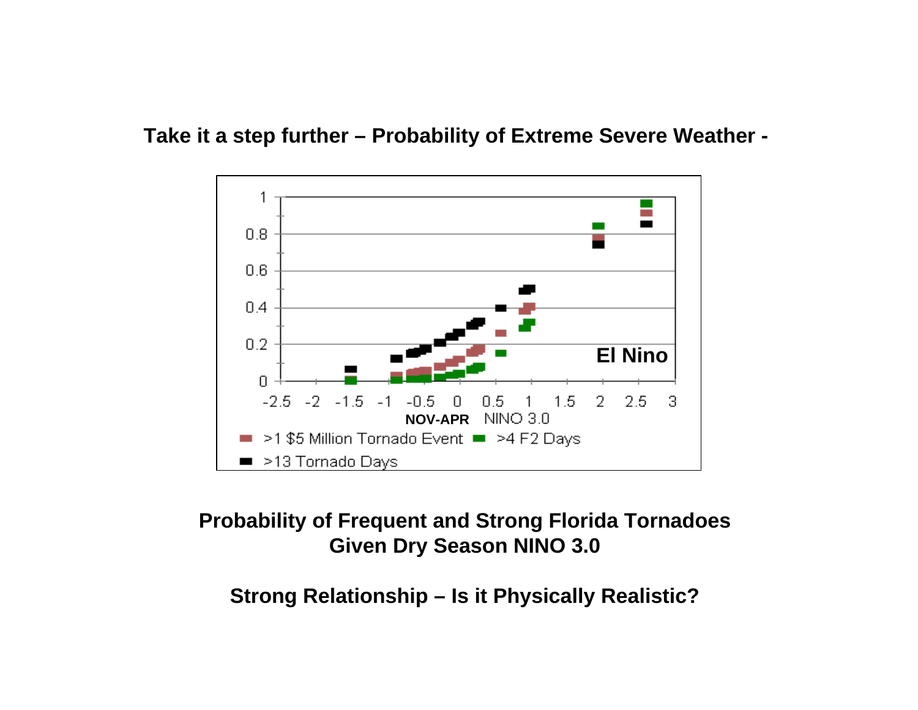**Take it a step further – Probability of Extreme Severe Weather -**

**Probability of Frequent and Strong Florida Tornadoes Given Dry Season NINO 3.0**

**Strong Relationship – Is it Physically Realistic?**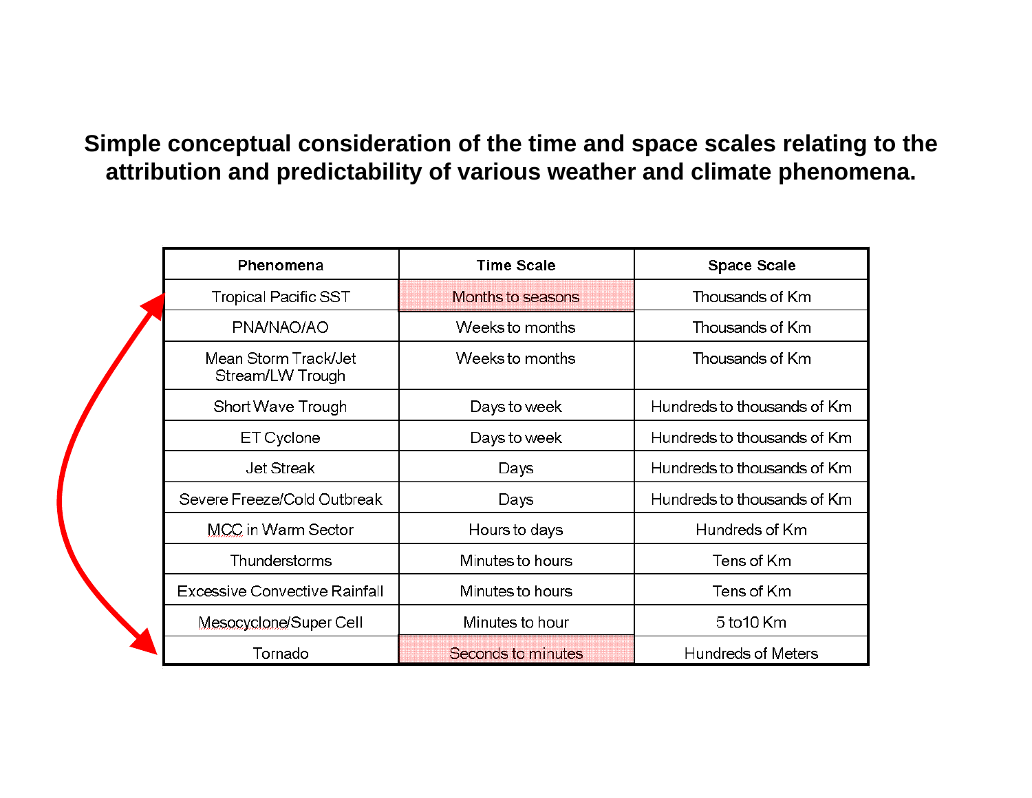**Simple conceptual consideration of the time and space scales relating to the attribution and predictability of various weather and climate phenomena.**

| Phenomena | Time Scale | Space Scale |
|---|---|---|
| Tropical Pacific SST | Months to seasons | Thousands of Km |
| PNA/NAO/AO | Weeks to months | Thousands of Km |
| Mean Storm Track/Jet Stream/LW Trough | Weeks to months | Thousands of Km |
| Short Wave Trough | Days to week | Hundreds to thousands of Km |
| ET Cyclone | Days to week | Hundreds to thousands of Km |
| Jet Streak | Days | Hundreds to thousands of Km |
| Severe Freeze/Cold Outbreak | Days | Hundreds to thousands of Km |
| MCC in Warm Sector | Hours to days | Hundreds of Km |
| Thunderstorms | Minutes to hours | Tens of Km |
| Excessive Convective Rainfall | Minutes to hours | Tens of Km |
| Mesocyclone/Super Cell | Minutes to hour | 5 to10 Km |
| Tornado | Seconds to minutes | Hundreds of Meters |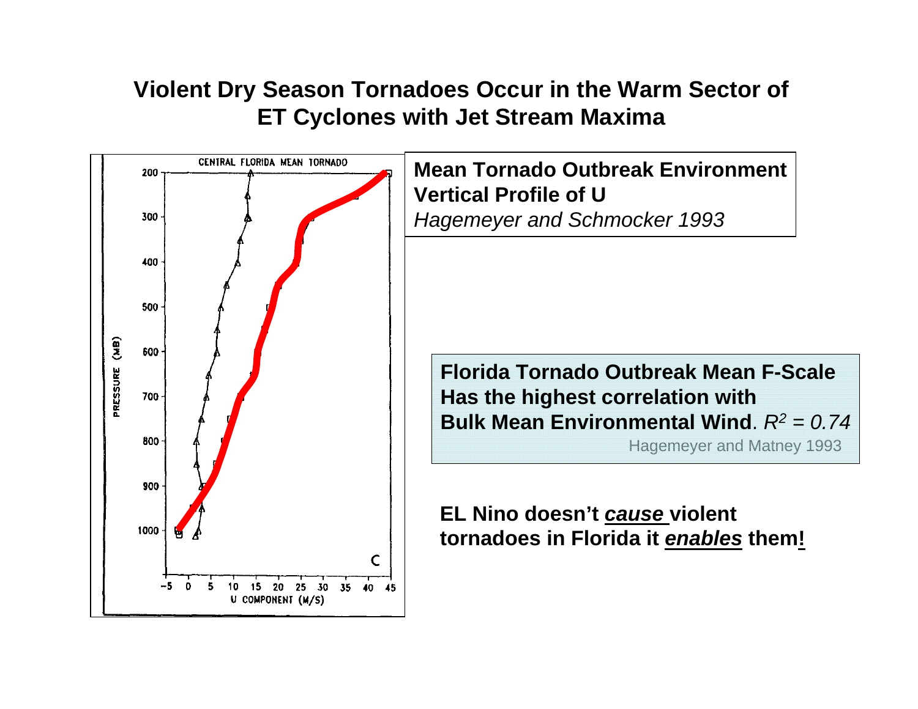# Violent Dry Season Tornadoes Occur in the Warm Sector of ET Cyclones with Jet Stream Maxima

**Mean Tornado Outbreak Environment**
**Vertical Profile of U**
*Hagemeyer and Schmocker 1993*

**Florida Tornado Outbreak Mean F-Scale Has the highest correlation with Bulk Mean Environmental Wind**. $R^2 = 0.74$

Hagemeyer and Matney 1993

**EL Nino doesn't *cause* violent tornadoes in Florida it *enables* them!**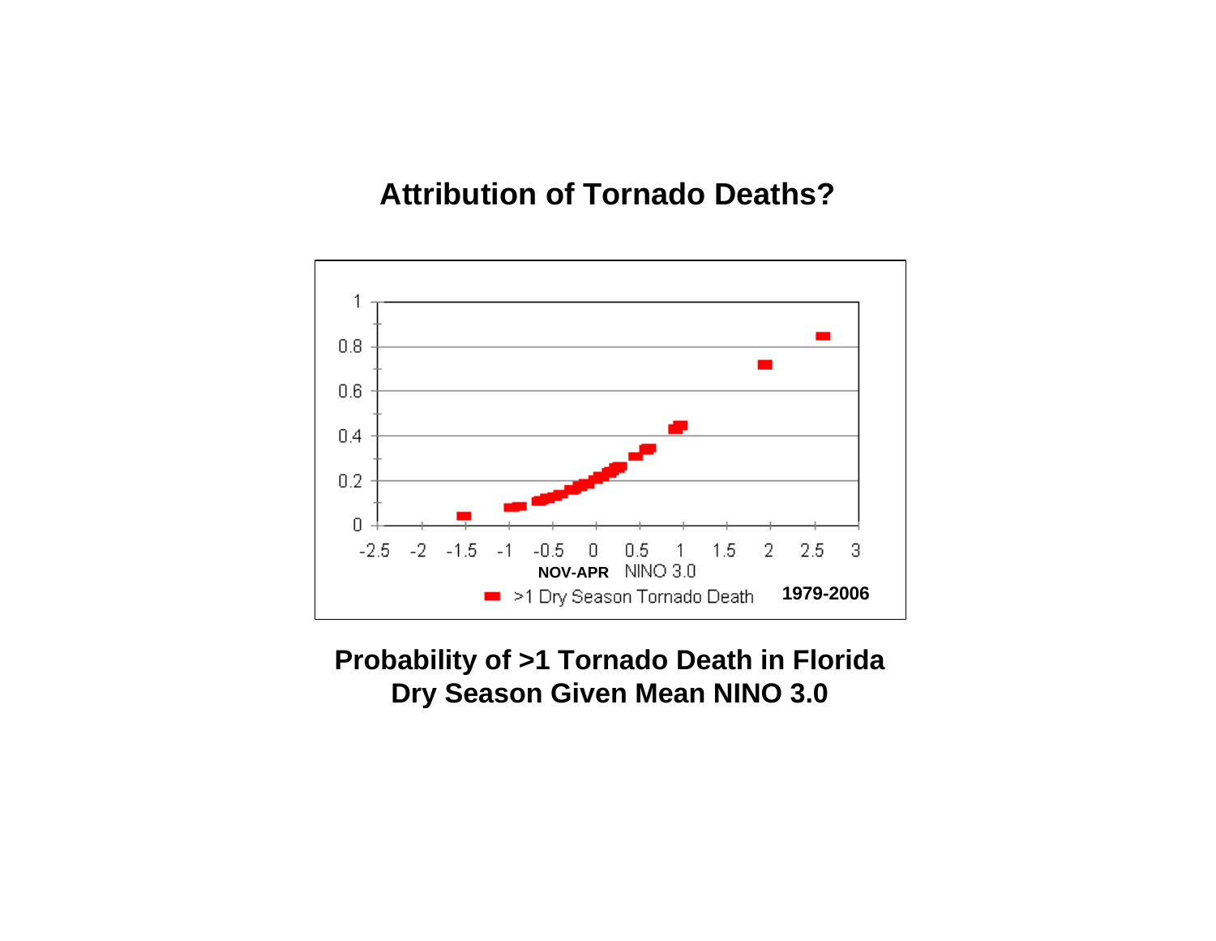# Attribution of Tornado Deaths?

**Probability of >1 Tornado Death in Florida Dry Season Given Mean NINO 3.0**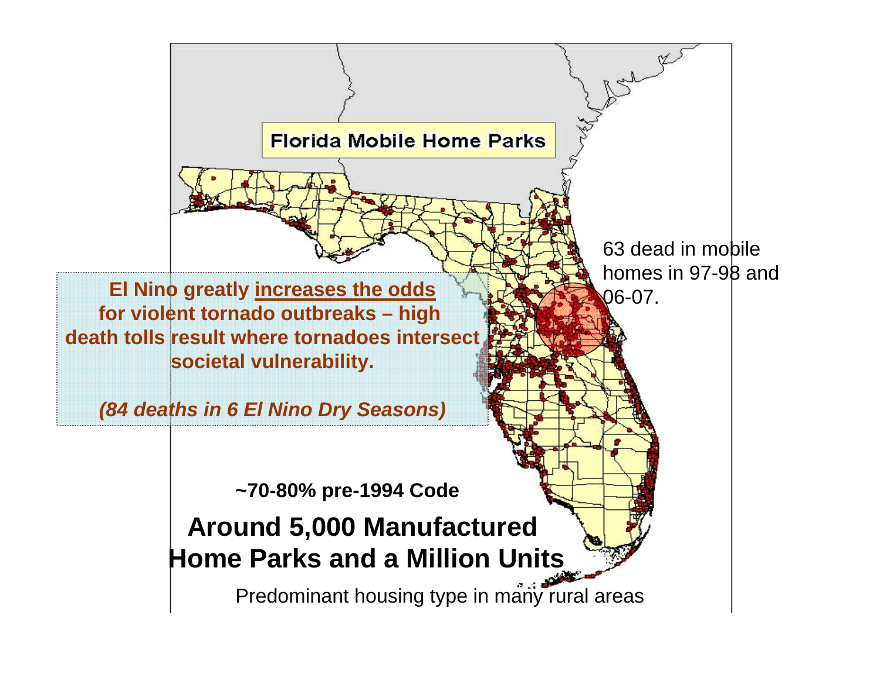**Florida Mobile Home Parks**

63 dead in mobile homes in 97-98 and 06-07.

**El Nino greatly increases the odds for violent tornado outbreaks – high death tolls result where tornadoes intersect societal vulnerability.**

***(84 deaths in 6 El Nino Dry Seasons)***

**~70-80% pre-1994 Code**

**Around 5,000 Manufactured Home Parks and a Million Units**

Predominant housing type in many rural areas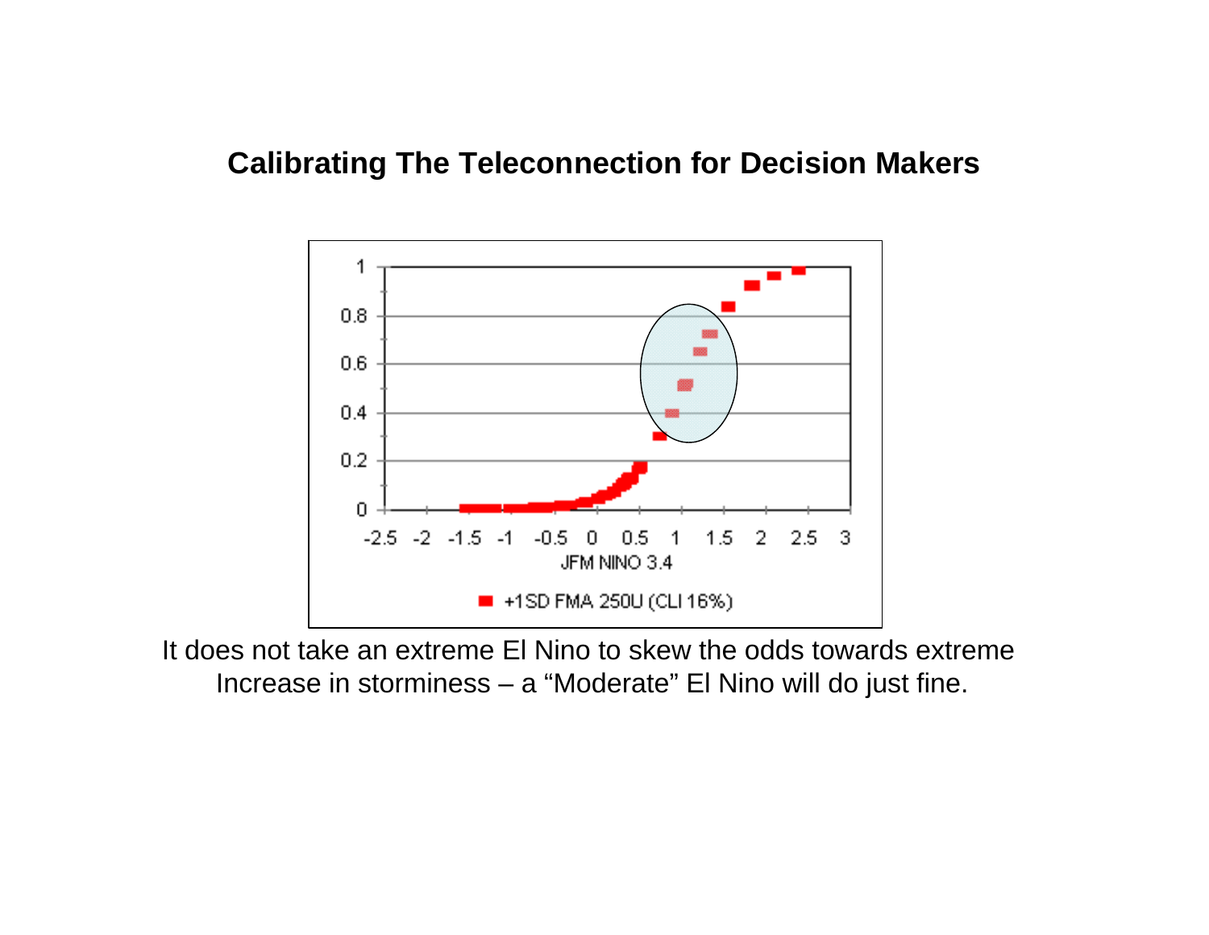## Calibrating The Teleconnection for Decision Makers

1  
0.8  
0.6  
0.4  
0.2  
0  

-2.5 -2 -1.5 -1 -0.5 0 0.5 1 1.5 2 2.5 3

JFM NINO 3.4

+1SD FMA 250U (CLI 16%)

It does not take an extreme El Nino to skew the odds towards extreme Increase in storminess – a “Moderate” El Nino will do just fine.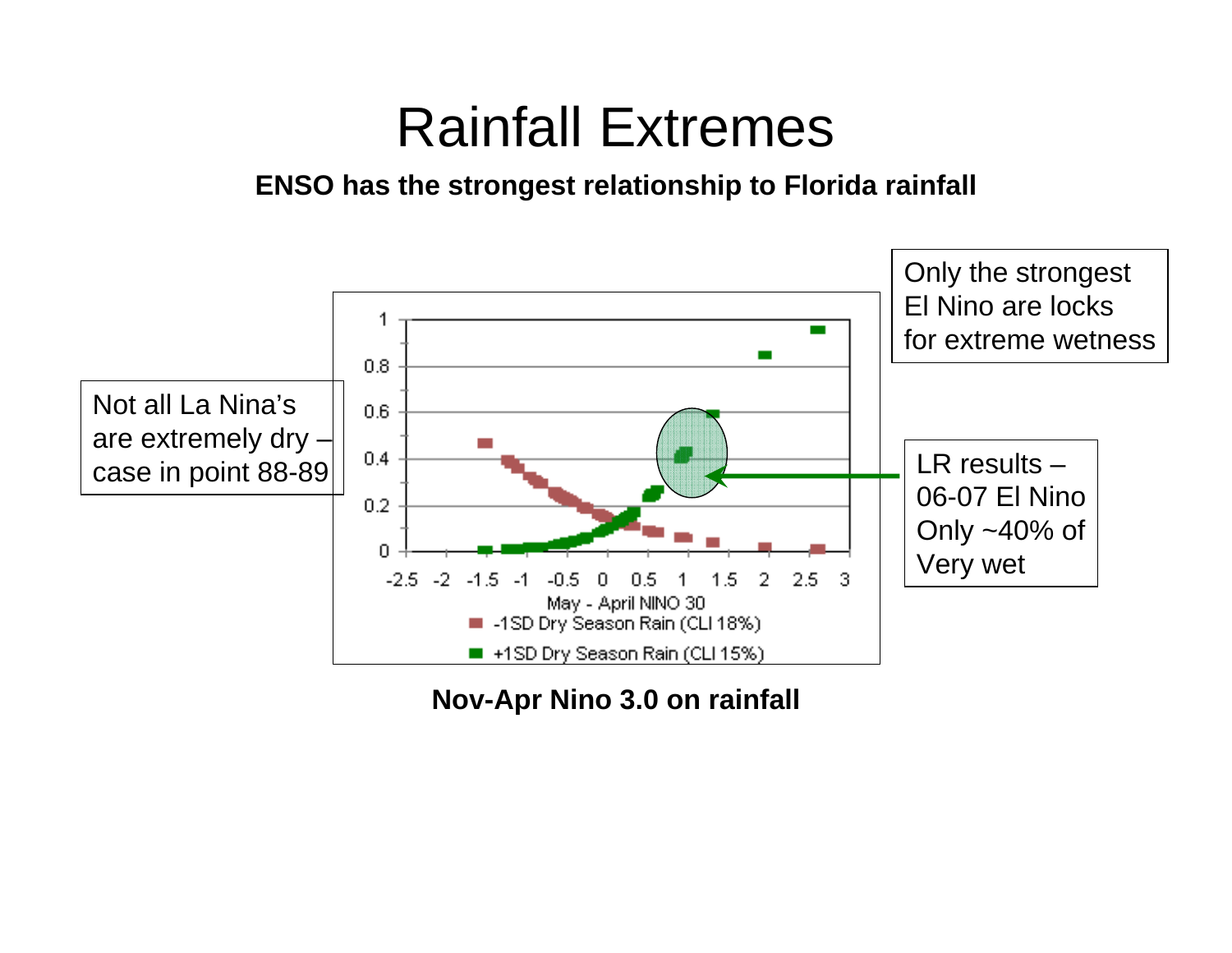# Rainfall Extremes

**ENSO has the strongest relationship to Florida rainfall**

Not all La Nina's are extremely dry – case in point 88-89

Only the strongest El Nino are locks for extreme wetness

LR results – 06-07 El Nino Only ~40% of Very wet

May - April NINO 30

-1SD Dry Season Rain (CLI 18%)

+1SD Dry Season Rain (CLI 15%)

**Nov-Apr Nino 3.0 on rainfall**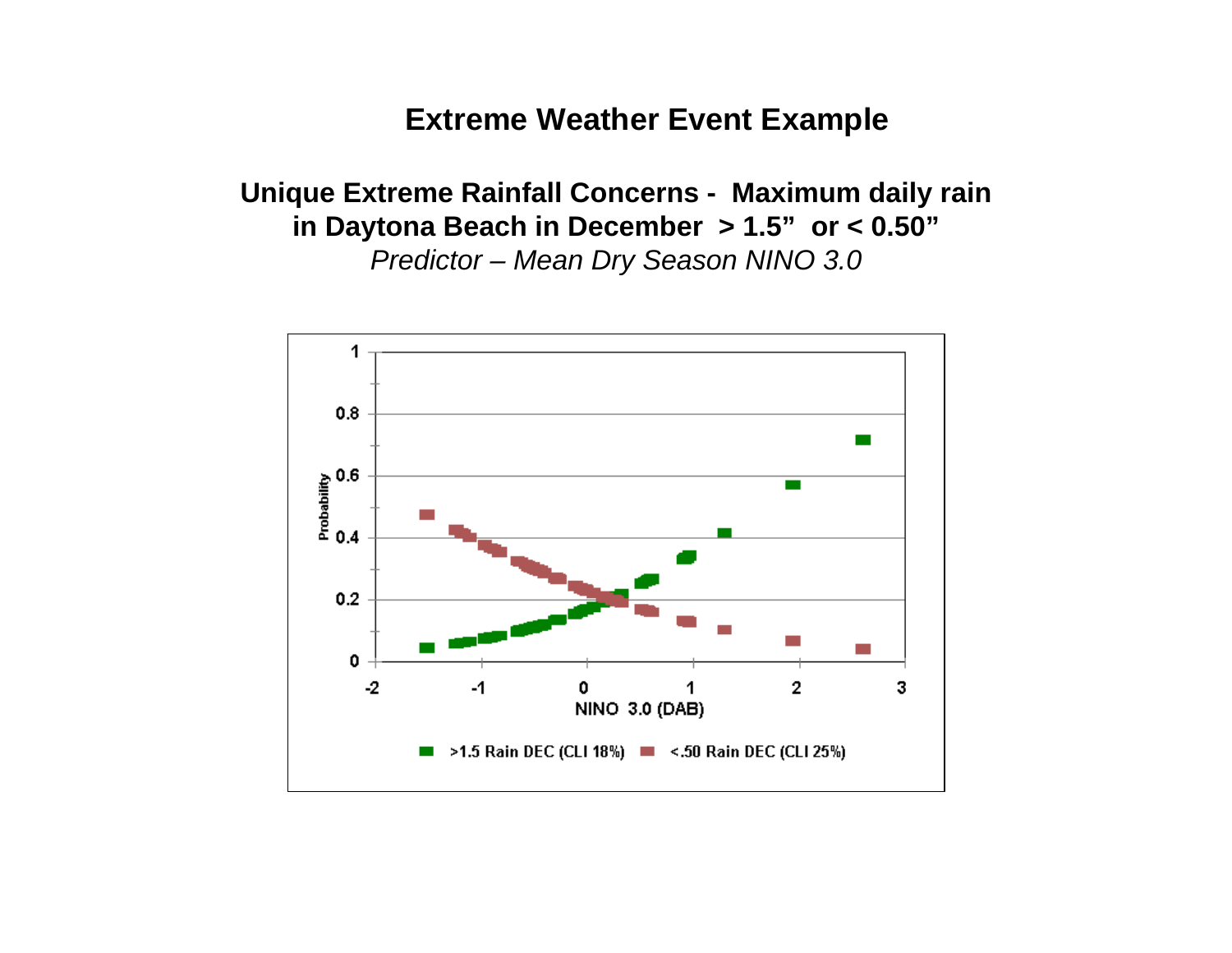# Extreme Weather Event Example

**Unique Extreme Rainfall Concerns - Maximum daily rain in Daytona Beach in December > 1.5" or < 0.50"**

*Predictor – Mean Dry Season NINO 3.0*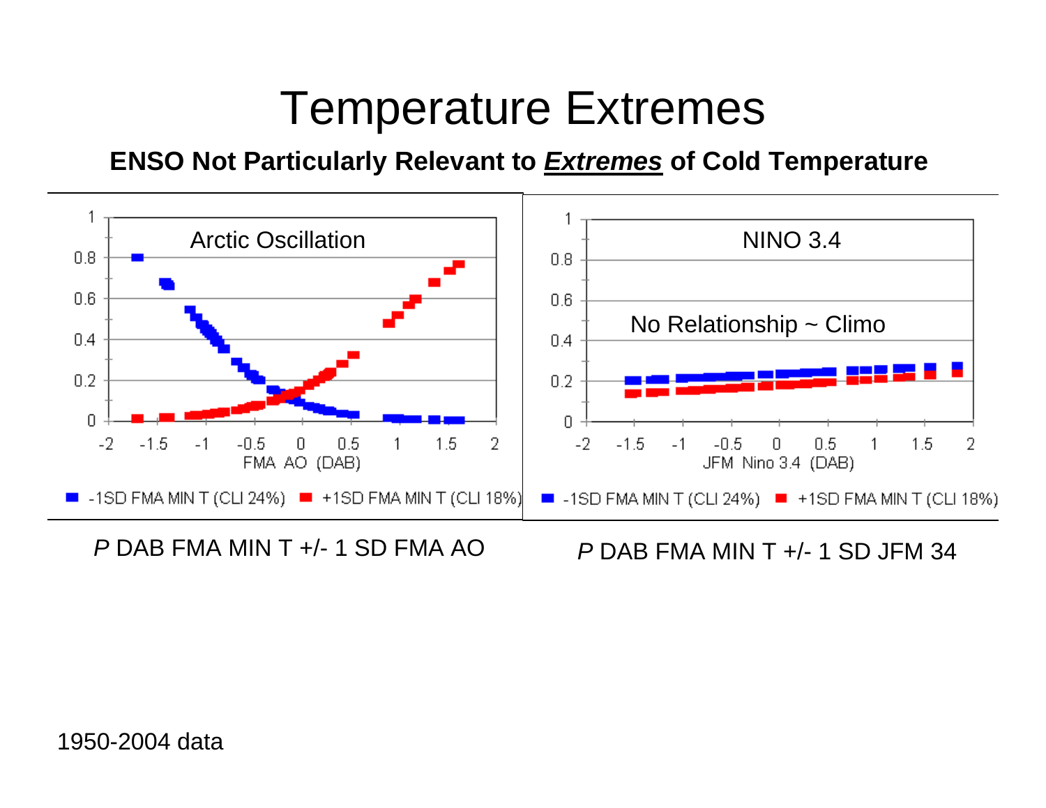# Temperature Extremes

**ENSO Not Particularly Relevant to *Extremes* of Cold Temperature**

Arctic Oscillation

FMA AO (DAB)

■ -1SD FMA MIN T (CLI 24%) ■ +1SD FMA MIN T (CLI 18%)

*P* DAB FMA MIN T +/- 1 SD FMA AO

NINO 3.4

No Relationship ~ Climo

JFM Nino 3.4 (DAB)

■ -1SD FMA MIN T (CLI 24%) ■ +1SD FMA MIN T (CLI 18%)

*P* DAB FMA MIN T +/- 1 SD JFM 34

1950-2004 data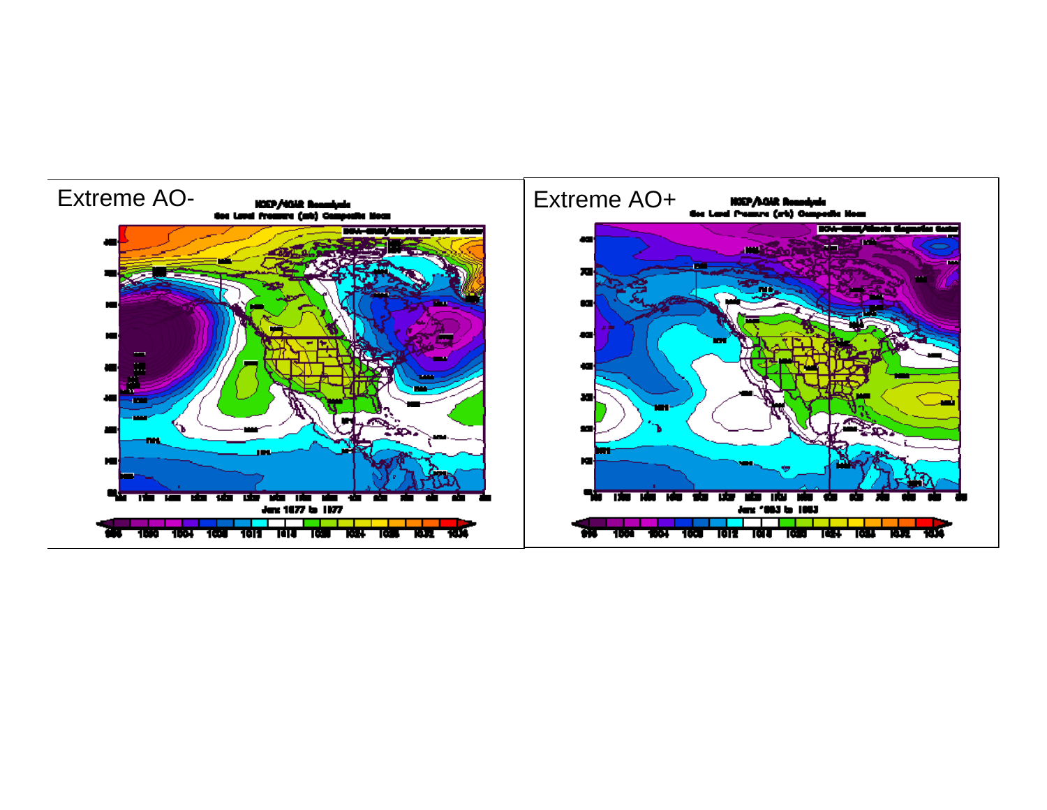Extreme AO-

Extreme AO+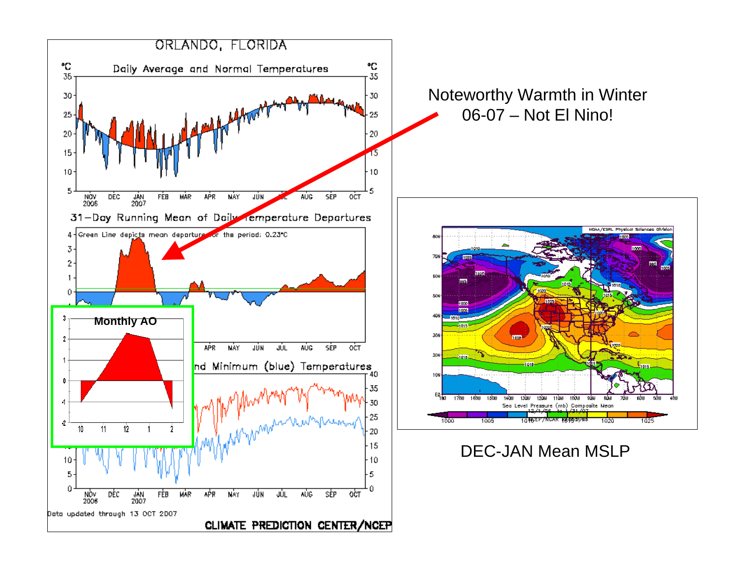Noteworthy Warmth in Winter 06-07 – Not El Nino!

DEC-JAN Mean MSLP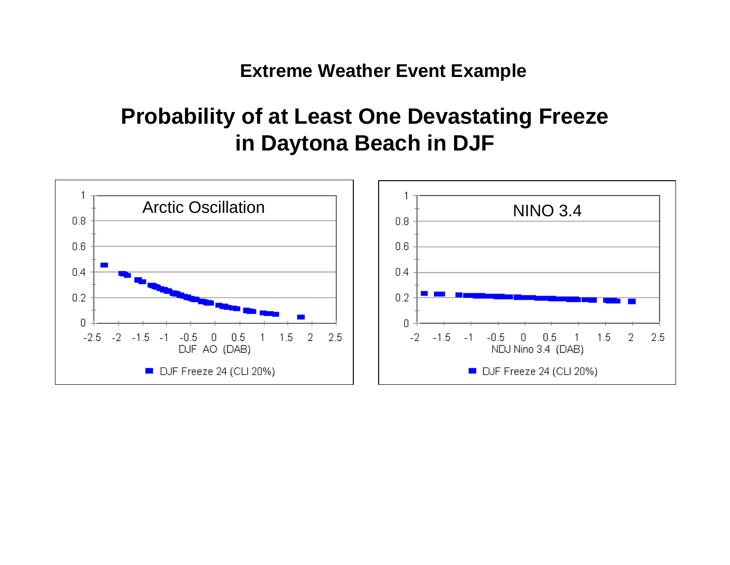**Extreme Weather Event Example**

# Probability of at Least One Devastating Freeze in Daytona Beach in DJF

Arctic Oscillation

DJF AO (DAB)

DJF Freeze 24 (CLI 20%)

NINO 3.4

NDJ Nino 3.4 (DAB)

DJF Freeze 24 (CLI 20%)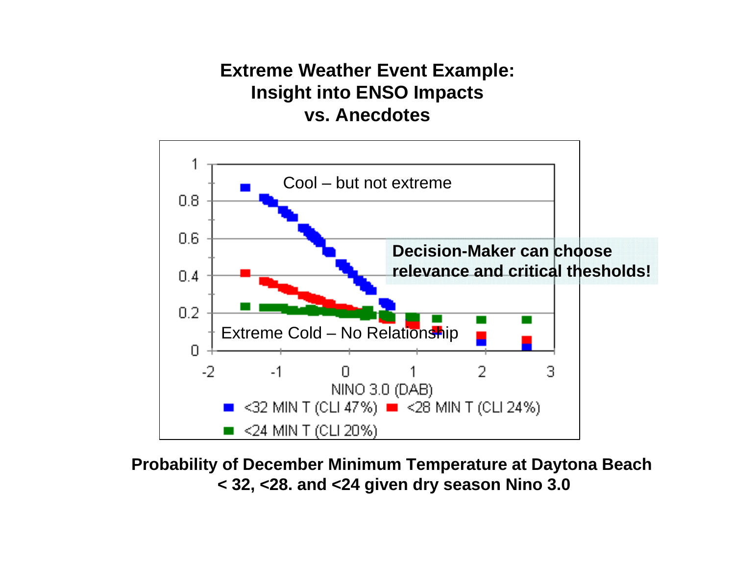# Extreme Weather Event Example: Insight into ENSO Impacts vs. Anecdotes

Cool – but not extreme

**Decision-Maker can choose relevance and critical thesholds!**

Extreme Cold – No Relationship

NINO 3.0 (DAB)

<32 MIN T (CLI 47%) &nbsp; <28 MIN T (CLI 24%) &nbsp; <24 MIN T (CLI 20%)

**Probability of December Minimum Temperature at Daytona Beach < 32, <28. and <24 given dry season Nino 3.0**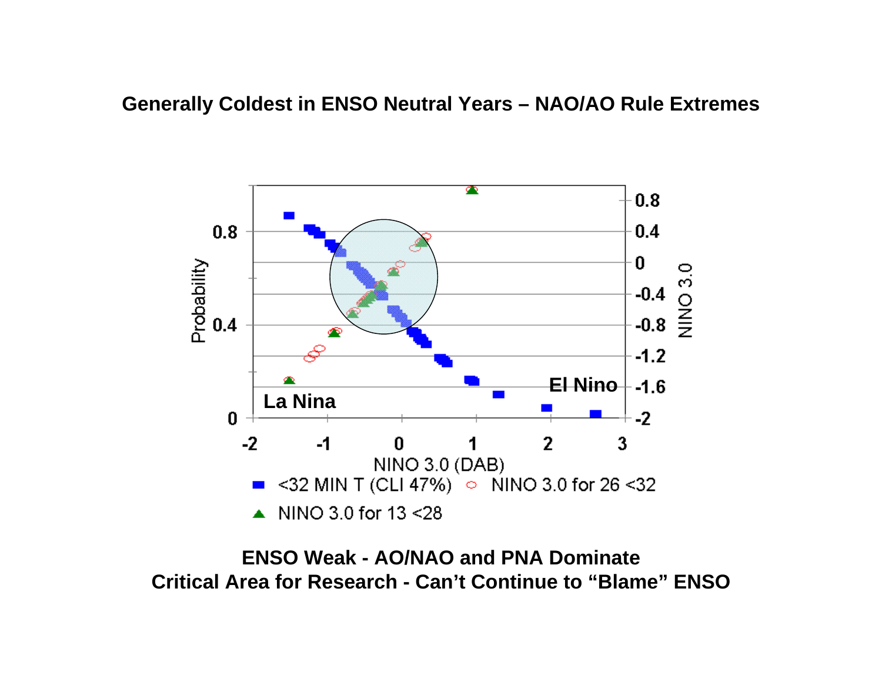## Generally Coldest in ENSO Neutral Years – NAO/AO Rule Extremes

**ENSO Weak - AO/NAO and PNA Dominate**
**Critical Area for Research - Can't Continue to "Blame" ENSO**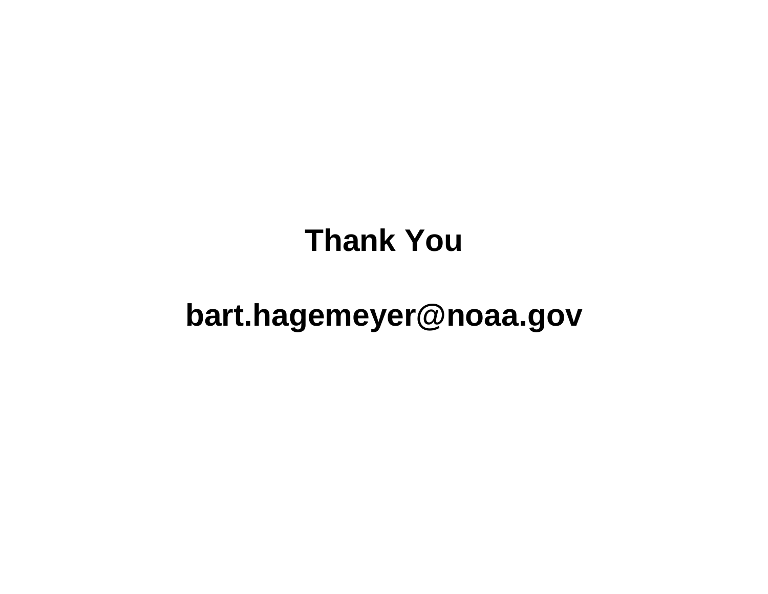**Thank You**

**bart.hagemeyer@noaa.gov**